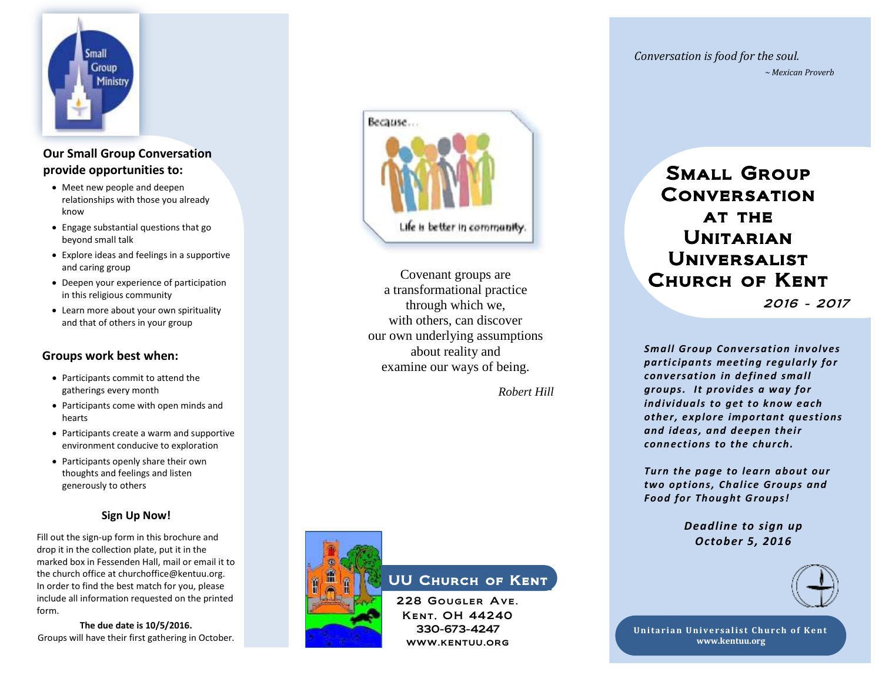Small Group Ministry

### Our Small Group Conversation provide opportunities to:

- Meet new people and deepen relationships with those you already know
- Engage substantial questions that go beyond small talk
- Explore ideas and feelings in a supportive and caring group
- Deepen your experience of participation in this religious community
- Learn more about your own spirituality and that of others in your group

### Groups work best when:

- Participants commit to attend the gatherings every month
- Participants come with open minds and hearts
- Participants create a warm and supportive environment conducive to exploration
- Participants openly share their own thoughts and feelings and listen generously to others

### Sign Up Now!

Fill out the sign-up form in this brochure and drop it in the collection plate, put it in the marked box in Fessenden Hall, mail or email it to the church office at churchoffice@kentuu.org. In order to find the best match for you, please include all information requested on the printed form.

**The due date is 10/5/2016.**

Groups will have their first gathering in October.

Because...

Life is better in community.

Covenant groups are
a transformational practice
through which we,
with others, can discover
our own underlying assumptions
about reality and
examine our ways of being.

*Robert Hill*

**UU Church of Kent**

228 Gougler Ave.
Kent, OH 44240
330-673-4247
www.kentuu.org

*Conversation is food for the soul.*

*~ Mexican Proverb*

# Small Group Conversation at the Unitarian Universalist Church of Kent

*2016 - 2017*

***Small Group Conversation involves participants meeting regularly for conversation in defined small groups. It provides a way for individuals to get to know each other, explore important questions and ideas, and deepen their connections to the church.***

***Turn the page to learn about our two options, Chalice Groups and Food for Thought Groups!***

***Deadline to sign up October 5, 2016***

**Unitarian Universalist Church of Kent**
**www.kentuu.org**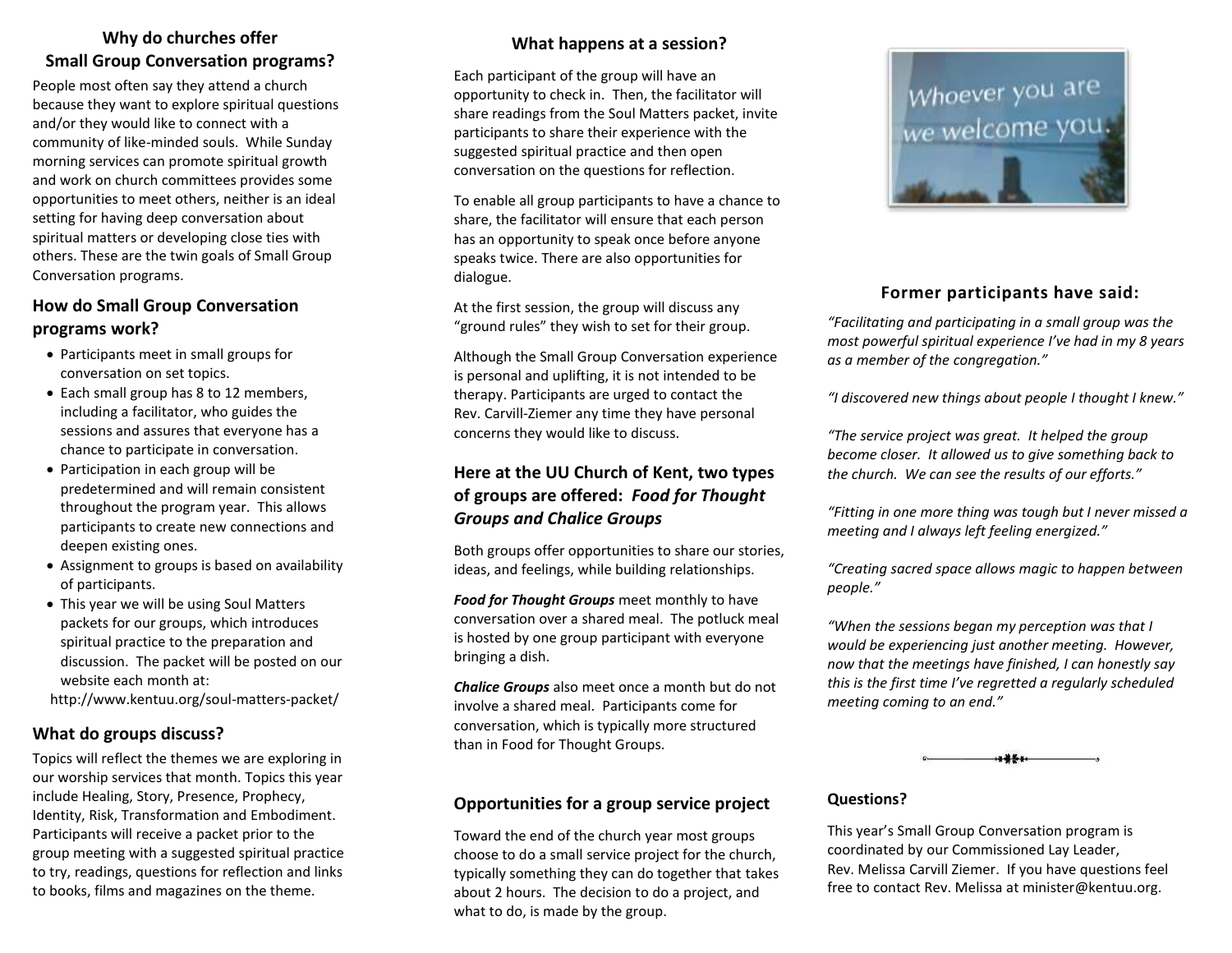## Why do churches offer Small Group Conversation programs?

People most often say they attend a church because they want to explore spiritual questions and/or they would like to connect with a community of like-minded souls. While Sunday morning services can promote spiritual growth and work on church committees provides some opportunities to meet others, neither is an ideal setting for having deep conversation about spiritual matters or developing close ties with others. These are the twin goals of Small Group Conversation programs.

## How do Small Group Conversation programs work?

- Participants meet in small groups for conversation on set topics.
- Each small group has 8 to 12 members, including a facilitator, who guides the sessions and assures that everyone has a chance to participate in conversation.
- Participation in each group will be predetermined and will remain consistent throughout the program year. This allows participants to create new connections and deepen existing ones.
- Assignment to groups is based on availability of participants.
- This year we will be using Soul Matters packets for our groups, which introduces spiritual practice to the preparation and discussion. The packet will be posted on our website each month at:

http://www.kentuu.org/soul-matters-packet/

## What do groups discuss?

Topics will reflect the themes we are exploring in our worship services that month. Topics this year include Healing, Story, Presence, Prophecy, Identity, Risk, Transformation and Embodiment. Participants will receive a packet prior to the group meeting with a suggested spiritual practice to try, readings, questions for reflection and links to books, films and magazines on the theme.

## What happens at a session?

Each participant of the group will have an opportunity to check in. Then, the facilitator will share readings from the Soul Matters packet, invite participants to share their experience with the suggested spiritual practice and then open conversation on the questions for reflection.

To enable all group participants to have a chance to share, the facilitator will ensure that each person has an opportunity to speak once before anyone speaks twice. There are also opportunities for dialogue.

At the first session, the group will discuss any "ground rules" they wish to set for their group.

Although the Small Group Conversation experience is personal and uplifting, it is not intended to be therapy. Participants are urged to contact the Rev. Carvill-Ziemer any time they have personal concerns they would like to discuss.

## Here at the UU Church of Kent, two types of groups are offered: *Food for Thought Groups and Chalice Groups*

Both groups offer opportunities to share our stories, ideas, and feelings, while building relationships.

***Food for Thought Groups*** meet monthly to have conversation over a shared meal. The potluck meal is hosted by one group participant with everyone bringing a dish.

***Chalice Groups*** also meet once a month but do not involve a shared meal. Participants come for conversation, which is typically more structured than in Food for Thought Groups.

## Opportunities for a group service project

Toward the end of the church year most groups choose to do a small service project for the church, typically something they can do together that takes about 2 hours. The decision to do a project, and what to do, is made by the group.

Whoever you are we welcome you.

## Former participants have said:

*"Facilitating and participating in a small group was the most powerful spiritual experience I've had in my 8 years as a member of the congregation."*

*"I discovered new things about people I thought I knew."*

*"The service project was great. It helped the group become closer. It allowed us to give something back to the church. We can see the results of our efforts."*

*"Fitting in one more thing was tough but I never missed a meeting and I always left feeling energized."*

*"Creating sacred space allows magic to happen between people."*

*"When the sessions began my perception was that I would be experiencing just another meeting. However, now that the meetings have finished, I can honestly say this is the first time I've regretted a regularly scheduled meeting coming to an end."*

### Questions?

This year's Small Group Conversation program is coordinated by our Commissioned Lay Leader, Rev. Melissa Carvill Ziemer. If you have questions feel free to contact Rev. Melissa at minister@kentuu.org.